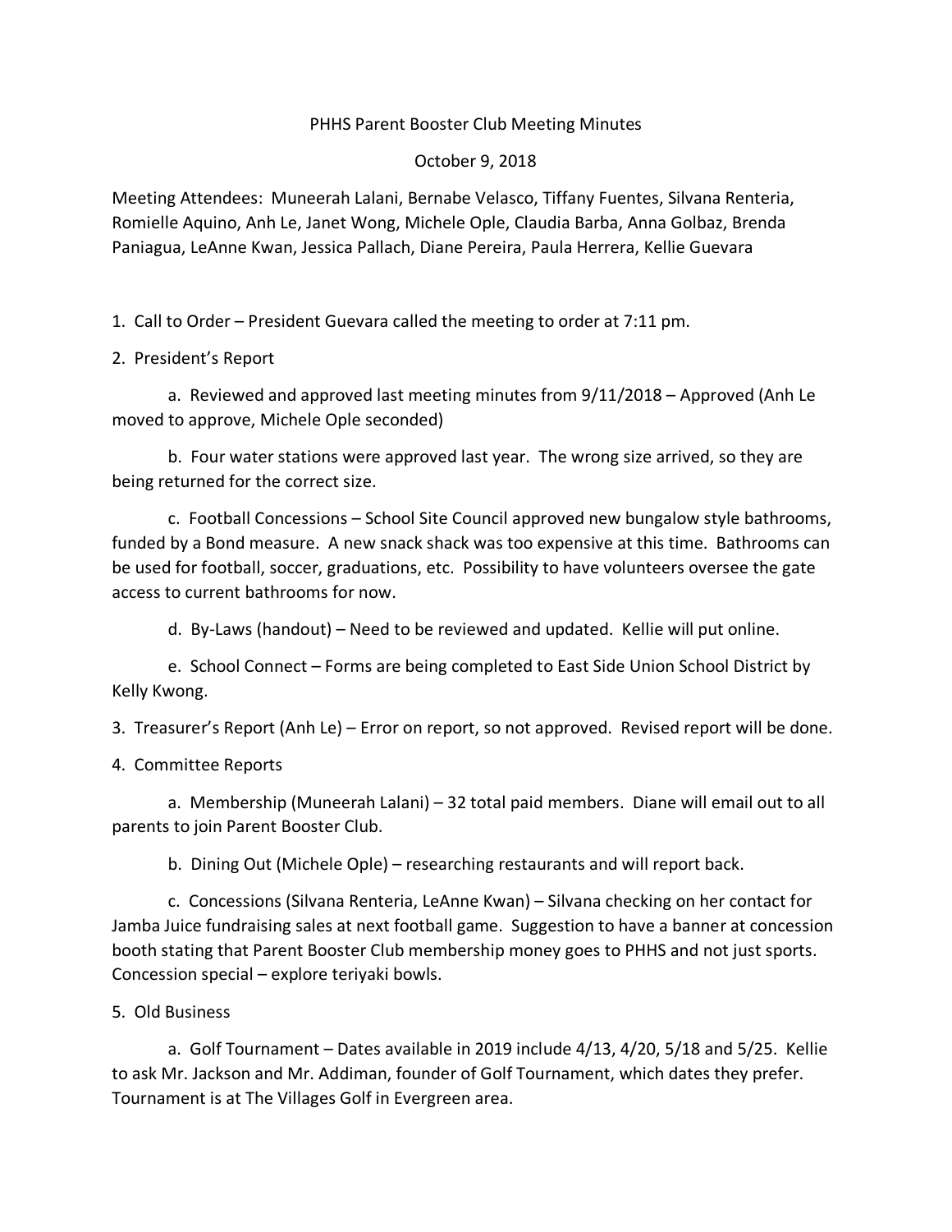# PHHS Parent Booster Club Meeting Minutes

October 9, 2018

Meeting Attendees: Muneerah Lalani, Bernabe Velasco, Tiffany Fuentes, Silvana Renteria, Romielle Aquino, Anh Le, Janet Wong, Michele Ople, Claudia Barba, Anna Golbaz, Brenda Paniagua, LeAnne Kwan, Jessica Pallach, Diane Pereira, Paula Herrera, Kellie Guevara

1. Call to Order – President Guevara called the meeting to order at 7:11 pm.

2. President's Report

   a. Reviewed and approved last meeting minutes from 9/11/2018 – Approved (Anh Le moved to approve, Michele Ople seconded)

   b. Four water stations were approved last year. The wrong size arrived, so they are being returned for the correct size.

   c. Football Concessions – School Site Council approved new bungalow style bathrooms, funded by a Bond measure. A new snack shack was too expensive at this time. Bathrooms can be used for football, soccer, graduations, etc. Possibility to have volunteers oversee the gate access to current bathrooms for now.

   d. By-Laws (handout) – Need to be reviewed and updated. Kellie will put online.

   e. School Connect – Forms are being completed to East Side Union School District by Kelly Kwong.

3. Treasurer's Report (Anh Le) – Error on report, so not approved. Revised report will be done.

4. Committee Reports

   a. Membership (Muneerah Lalani) – 32 total paid members. Diane will email out to all parents to join Parent Booster Club.

   b. Dining Out (Michele Ople) – researching restaurants and will report back.

   c. Concessions (Silvana Renteria, LeAnne Kwan) – Silvana checking on her contact for Jamba Juice fundraising sales at next football game. Suggestion to have a banner at concession booth stating that Parent Booster Club membership money goes to PHHS and not just sports. Concession special – explore teriyaki bowls.

5. Old Business

   a. Golf Tournament – Dates available in 2019 include 4/13, 4/20, 5/18 and 5/25. Kellie to ask Mr. Jackson and Mr. Addiman, founder of Golf Tournament, which dates they prefer. Tournament is at The Villages Golf in Evergreen area.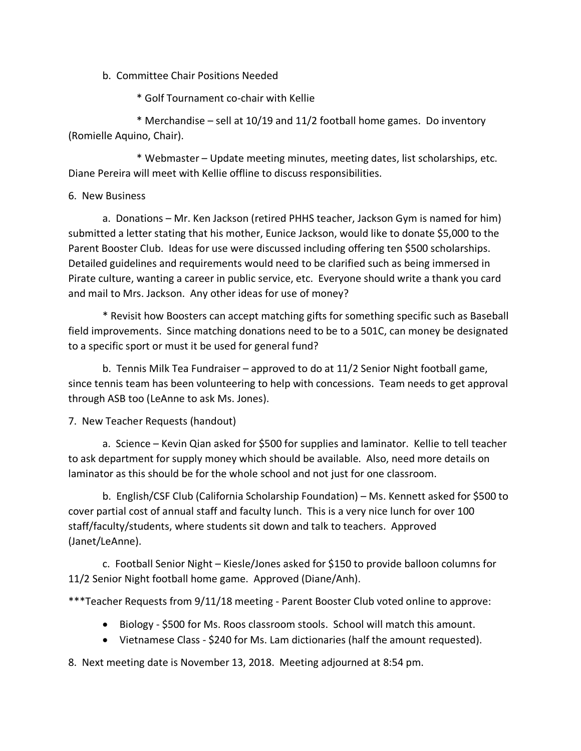b. Committee Chair Positions Needed

\* Golf Tournament co-chair with Kellie

\* Merchandise – sell at 10/19 and 11/2 football home games. Do inventory (Romielle Aquino, Chair).

\* Webmaster – Update meeting minutes, meeting dates, list scholarships, etc. Diane Pereira will meet with Kellie offline to discuss responsibilities.

6. New Business

a. Donations – Mr. Ken Jackson (retired PHHS teacher, Jackson Gym is named for him) submitted a letter stating that his mother, Eunice Jackson, would like to donate $5,000 to the Parent Booster Club. Ideas for use were discussed including offering ten $500 scholarships. Detailed guidelines and requirements would need to be clarified such as being immersed in Pirate culture, wanting a career in public service, etc. Everyone should write a thank you card and mail to Mrs. Jackson. Any other ideas for use of money?

\* Revisit how Boosters can accept matching gifts for something specific such as Baseball field improvements. Since matching donations need to be to a 501C, can money be designated to a specific sport or must it be used for general fund?

b. Tennis Milk Tea Fundraiser – approved to do at 11/2 Senior Night football game, since tennis team has been volunteering to help with concessions. Team needs to get approval through ASB too (LeAnne to ask Ms. Jones).

7. New Teacher Requests (handout)

a. Science – Kevin Qian asked for $500 for supplies and laminator. Kellie to tell teacher to ask department for supply money which should be available. Also, need more details on laminator as this should be for the whole school and not just for one classroom.

b. English/CSF Club (California Scholarship Foundation) – Ms. Kennett asked for $500 to cover partial cost of annual staff and faculty lunch. This is a very nice lunch for over 100 staff/faculty/students, where students sit down and talk to teachers. Approved (Janet/LeAnne).

c. Football Senior Night – Kiesle/Jones asked for $150 to provide balloon columns for 11/2 Senior Night football home game. Approved (Diane/Anh).

\*\*\*Teacher Requests from 9/11/18 meeting - Parent Booster Club voted online to approve:

- Biology - $500 for Ms. Roos classroom stools. School will match this amount.
- Vietnamese Class - $240 for Ms. Lam dictionaries (half the amount requested).

8. Next meeting date is November 13, 2018. Meeting adjourned at 8:54 pm.